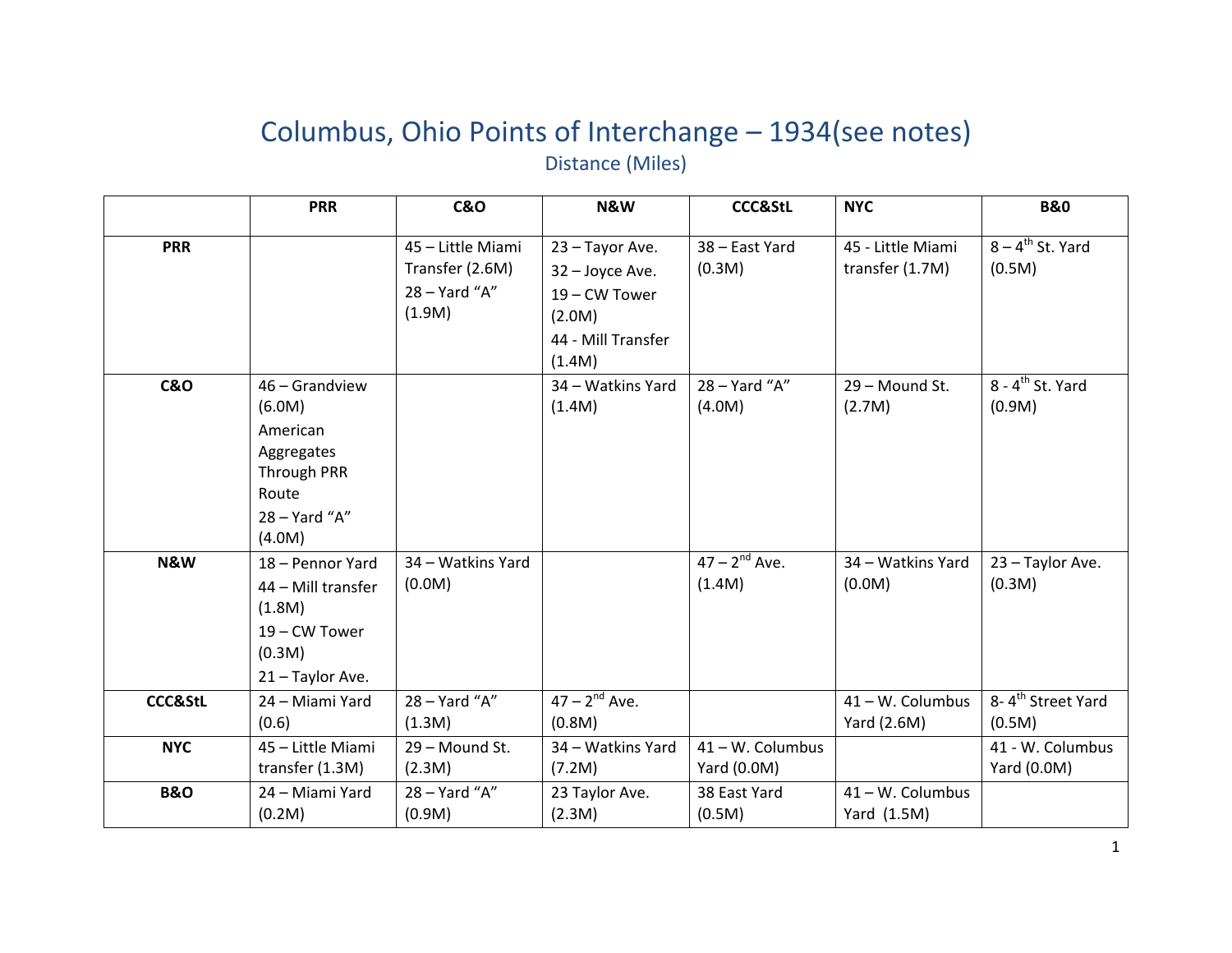# Columbus, Ohio Points of Interchange – 1934(see notes)

## Distance (Miles)

| | PRR | C&O | N&W | CCC&StL | NYC | B&0 |
|---|---|---|---|---|---|---|
| **PRR** | | 45 – Little Miami Transfer (2.6M)<br>28 – Yard "A" (1.9M) | 23 – Tayor Ave.<br>32 – Joyce Ave.<br>19 – CW Tower (2.0M)<br>44 - Mill Transfer (1.4M) | 38 – East Yard (0.3M) | 45 - Little Miami transfer (1.7M) | 8 – 4th St. Yard (0.5M) |
| **C&O** | 46 – Grandview (6.0M)<br>American Aggregates Through PRR Route<br>28 – Yard "A" (4.0M) | | 34 – Watkins Yard (1.4M) | 28 – Yard "A" (4.0M) | 29 – Mound St. (2.7M) | 8 - 4th St. Yard (0.9M) |
| **N&W** | 18 – Pennor Yard<br>44 – Mill transfer (1.8M)<br>19 – CW Tower (0.3M)<br>21 – Taylor Ave. | 34 – Watkins Yard (0.0M) | | 47 – 2nd Ave. (1.4M) | 34 – Watkins Yard (0.0M) | 23 – Taylor Ave. (0.3M) |
| **CCC&StL** | 24 – Miami Yard (0.6) | 28 – Yard "A" (1.3M) | 47 – 2nd Ave. (0.8M) | | 41 – W. Columbus Yard (2.6M) | 8- 4th Street Yard (0.5M) |
| **NYC** | 45 – Little Miami transfer (1.3M) | 29 – Mound St. (2.3M) | 34 – Watkins Yard (7.2M) | 41 – W. Columbus Yard (0.0M) | | 41 - W. Columbus Yard (0.0M) |
| **B&O** | 24 – Miami Yard (0.2M) | 28 – Yard "A" (0.9M) | 23 Taylor Ave. (2.3M) | 38 East Yard (0.5M) | 41 – W. Columbus Yard (1.5M) | |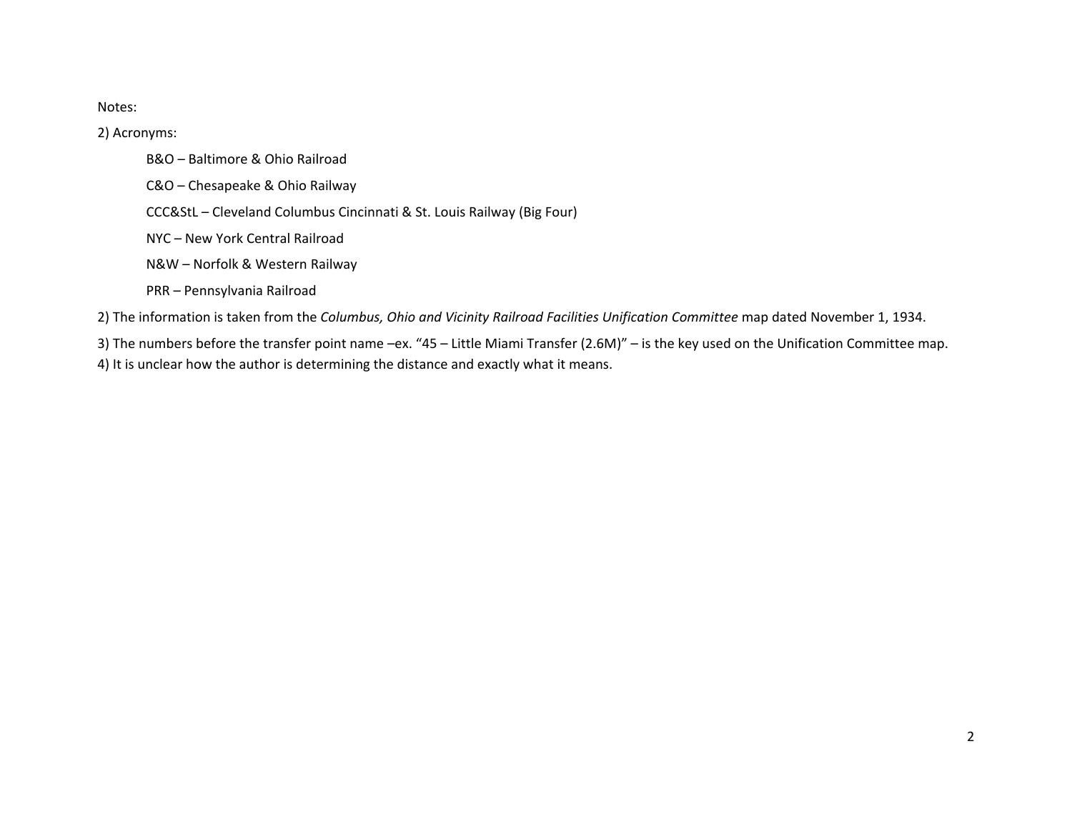Notes:

2) Acronyms:

- B&O – Baltimore & Ohio Railroad
- C&O – Chesapeake & Ohio Railway
- CCC&StL – Cleveland Columbus Cincinnati & St. Louis Railway (Big Four)
- NYC – New York Central Railroad
- N&W – Norfolk & Western Railway
- PRR – Pennsylvania Railroad

2) The information is taken from the *Columbus, Ohio and Vicinity Railroad Facilities Unification Committee* map dated November 1, 1934.

3) The numbers before the transfer point name –ex. "45 – Little Miami Transfer (2.6M)" – is the key used on the Unification Committee map.

4) It is unclear how the author is determining the distance and exactly what it means.